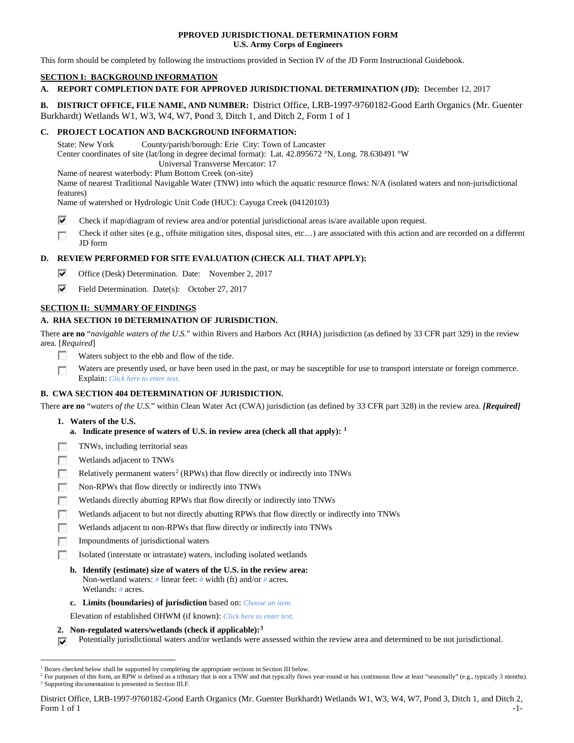**PPROVED JURISDICTIONAL DETERMINATION FORM**
**U.S. Army Corps of Engineers**

This form should be completed by following the instructions provided in Section IV of the JD Form Instructional Guidebook.

## SECTION I: BACKGROUND INFORMATION

**A. REPORT COMPLETION DATE FOR APPROVED JURISDICTIONAL DETERMINATION (JD):** December 12, 2017

**B. DISTRICT OFFICE, FILE NAME, AND NUMBER:** District Office, LRB-1997-9760182-Good Earth Organics (Mr. Guenter Burkhardt) Wetlands W1, W3, W4, W7, Pond 3, Ditch 1, and Ditch 2, Form 1 of 1

**C. PROJECT LOCATION AND BACKGROUND INFORMATION:**

State: New York County/parish/borough: Erie City: Town of Lancaster
Center coordinates of site (lat/long in degree decimal format): Lat. 42.895672 °N, Long. 78.630491 °W
Universal Transverse Mercator: 17
Name of nearest waterbody: Plum Bottom Creek (on-site)
Name of nearest Traditional Navigable Water (TNW) into which the aquatic resource flows: N/A (isolated waters and non-jurisdictional features)
Name of watershed or Hydrologic Unit Code (HUC): Cayuga Creek (04120103)

- [x] Check if map/diagram of review area and/or potential jurisdictional areas is/are available upon request.
- [ ] Check if other sites (e.g., offsite mitigation sites, disposal sites, etc…) are associated with this action and are recorded on a different JD form

**D. REVIEW PERFORMED FOR SITE EVALUATION (CHECK ALL THAT APPLY):**

- [x] Office (Desk) Determination. Date: November 2, 2017
- [x] Field Determination. Date(s): October 27, 2017

## SECTION II: SUMMARY OF FINDINGS

**A. RHA SECTION 10 DETERMINATION OF JURISDICTION.**

There **are no** "*navigable waters of the U.S.*" within Rivers and Harbors Act (RHA) jurisdiction (as defined by 33 CFR part 329) in the review area. [*Required*]

- [ ] Waters subject to the ebb and flow of the tide.
- [ ] Waters are presently used, or have been used in the past, or may be susceptible for use to transport interstate or foreign commerce. Explain: *Click here to enter text.*

**B. CWA SECTION 404 DETERMINATION OF JURISDICTION.**

There **are no** "*waters of the U.S.*" within Clean Water Act (CWA) jurisdiction (as defined by 33 CFR part 328) in the review area. ***[Required]***

**1. Waters of the U.S.**

**a. Indicate presence of waters of U.S. in review area (check all that apply):** [1]

- [ ] TNWs, including territorial seas
- [ ] Wetlands adjacent to TNWs
- [ ] Relatively permanent waters[2] (RPWs) that flow directly or indirectly into TNWs
- [ ] Non-RPWs that flow directly or indirectly into TNWs
- [ ] Wetlands directly abutting RPWs that flow directly or indirectly into TNWs
- [ ] Wetlands adjacent to but not directly abutting RPWs that flow directly or indirectly into TNWs
- [ ] Wetlands adjacent to non-RPWs that flow directly or indirectly into TNWs
- [ ] Impoundments of jurisdictional waters
- [ ] Isolated (interstate or intrastate) waters, including isolated wetlands

**b. Identify (estimate) size of waters of the U.S. in the review area:**
Non-wetland waters: # linear feet: # width (ft) and/or # acres.
Wetlands: # acres.

**c. Limits (boundaries) of jurisdiction** based on: *Choose an item.*

Elevation of established OHWM (if known): *Click here to enter text.*

**2. Non-regulated waters/wetlands (check if applicable):**[3]

- [x] Potentially jurisdictional waters and/or wetlands were assessed within the review area and determined to be not jurisdictional.

---

[1] Boxes checked below shall be supported by completing the appropriate sections in Section III below.
[2] For purposes of this form, an RPW is defined as a tributary that is not a TNW and that typically flows year-round or has continuous flow at least "seasonally" (e.g., typically 3 months).
[3] Supporting documentation is presented in Section III.F.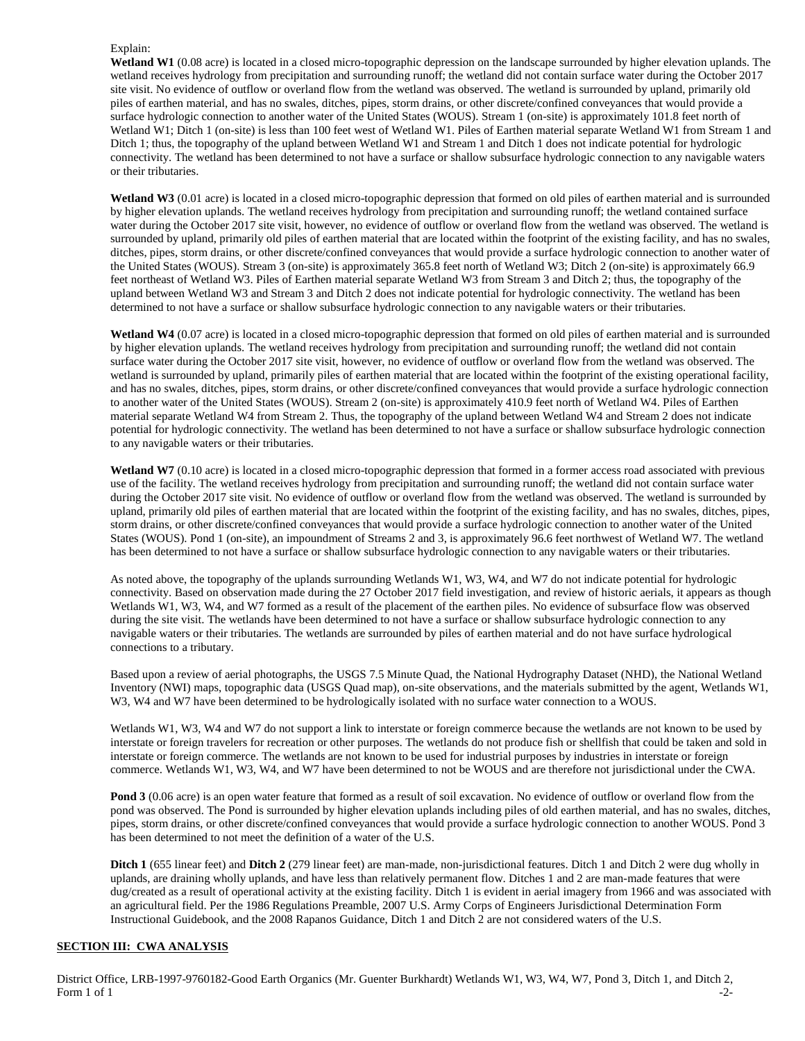Explain:

**Wetland W1** (0.08 acre) is located in a closed micro-topographic depression on the landscape surrounded by higher elevation uplands. The wetland receives hydrology from precipitation and surrounding runoff; the wetland did not contain surface water during the October 2017 site visit. No evidence of outflow or overland flow from the wetland was observed. The wetland is surrounded by upland, primarily old piles of earthen material, and has no swales, ditches, pipes, storm drains, or other discrete/confined conveyances that would provide a surface hydrologic connection to another water of the United States (WOUS). Stream 1 (on-site) is approximately 101.8 feet north of Wetland W1; Ditch 1 (on-site) is less than 100 feet west of Wetland W1. Piles of Earthen material separate Wetland W1 from Stream 1 and Ditch 1; thus, the topography of the upland between Wetland W1 and Stream 1 and Ditch 1 does not indicate potential for hydrologic connectivity. The wetland has been determined to not have a surface or shallow subsurface hydrologic connection to any navigable waters or their tributaries.

**Wetland W3** (0.01 acre) is located in a closed micro-topographic depression that formed on old piles of earthen material and is surrounded by higher elevation uplands. The wetland receives hydrology from precipitation and surrounding runoff; the wetland contained surface water during the October 2017 site visit, however, no evidence of outflow or overland flow from the wetland was observed. The wetland is surrounded by upland, primarily old piles of earthen material that are located within the footprint of the existing facility, and has no swales, ditches, pipes, storm drains, or other discrete/confined conveyances that would provide a surface hydrologic connection to another water of the United States (WOUS). Stream 3 (on-site) is approximately 365.8 feet north of Wetland W3; Ditch 2 (on-site) is approximately 66.9 feet northeast of Wetland W3. Piles of Earthen material separate Wetland W3 from Stream 3 and Ditch 2; thus, the topography of the upland between Wetland W3 and Stream 3 and Ditch 2 does not indicate potential for hydrologic connectivity. The wetland has been determined to not have a surface or shallow subsurface hydrologic connection to any navigable waters or their tributaries.

**Wetland W4** (0.07 acre) is located in a closed micro-topographic depression that formed on old piles of earthen material and is surrounded by higher elevation uplands. The wetland receives hydrology from precipitation and surrounding runoff; the wetland did not contain surface water during the October 2017 site visit, however, no evidence of outflow or overland flow from the wetland was observed. The wetland is surrounded by upland, primarily piles of earthen material that are located within the footprint of the existing operational facility, and has no swales, ditches, pipes, storm drains, or other discrete/confined conveyances that would provide a surface hydrologic connection to another water of the United States (WOUS). Stream 2 (on-site) is approximately 410.9 feet north of Wetland W4. Piles of Earthen material separate Wetland W4 from Stream 2. Thus, the topography of the upland between Wetland W4 and Stream 2 does not indicate potential for hydrologic connectivity. The wetland has been determined to not have a surface or shallow subsurface hydrologic connection to any navigable waters or their tributaries.

**Wetland W7** (0.10 acre) is located in a closed micro-topographic depression that formed in a former access road associated with previous use of the facility. The wetland receives hydrology from precipitation and surrounding runoff; the wetland did not contain surface water during the October 2017 site visit. No evidence of outflow or overland flow from the wetland was observed. The wetland is surrounded by upland, primarily old piles of earthen material that are located within the footprint of the existing facility, and has no swales, ditches, pipes, storm drains, or other discrete/confined conveyances that would provide a surface hydrologic connection to another water of the United States (WOUS). Pond 1 (on-site), an impoundment of Streams 2 and 3, is approximately 96.6 feet northwest of Wetland W7. The wetland has been determined to not have a surface or shallow subsurface hydrologic connection to any navigable waters or their tributaries.

As noted above, the topography of the uplands surrounding Wetlands W1, W3, W4, and W7 do not indicate potential for hydrologic connectivity. Based on observation made during the 27 October 2017 field investigation, and review of historic aerials, it appears as though Wetlands W1, W3, W4, and W7 formed as a result of the placement of the earthen piles. No evidence of subsurface flow was observed during the site visit. The wetlands have been determined to not have a surface or shallow subsurface hydrologic connection to any navigable waters or their tributaries. The wetlands are surrounded by piles of earthen material and do not have surface hydrological connections to a tributary.

Based upon a review of aerial photographs, the USGS 7.5 Minute Quad, the National Hydrography Dataset (NHD), the National Wetland Inventory (NWI) maps, topographic data (USGS Quad map), on-site observations, and the materials submitted by the agent, Wetlands W1, W3, W4 and W7 have been determined to be hydrologically isolated with no surface water connection to a WOUS.

Wetlands W1, W3, W4 and W7 do not support a link to interstate or foreign commerce because the wetlands are not known to be used by interstate or foreign travelers for recreation or other purposes. The wetlands do not produce fish or shellfish that could be taken and sold in interstate or foreign commerce. The wetlands are not known to be used for industrial purposes by industries in interstate or foreign commerce. Wetlands W1, W3, W4, and W7 have been determined to not be WOUS and are therefore not jurisdictional under the CWA.

**Pond 3** (0.06 acre) is an open water feature that formed as a result of soil excavation. No evidence of outflow or overland flow from the pond was observed. The Pond is surrounded by higher elevation uplands including piles of old earthen material, and has no swales, ditches, pipes, storm drains, or other discrete/confined conveyances that would provide a surface hydrologic connection to another WOUS. Pond 3 has been determined to not meet the definition of a water of the U.S.

**Ditch 1** (655 linear feet) and **Ditch 2** (279 linear feet) are man-made, non-jurisdictional features. Ditch 1 and Ditch 2 were dug wholly in uplands, are draining wholly uplands, and have less than relatively permanent flow. Ditches 1 and 2 are man-made features that were dug/created as a result of operational activity at the existing facility. Ditch 1 is evident in aerial imagery from 1966 and was associated with an agricultural field. Per the 1986 Regulations Preamble, 2007 U.S. Army Corps of Engineers Jurisdictional Determination Form Instructional Guidebook, and the 2008 Rapanos Guidance, Ditch 1 and Ditch 2 are not considered waters of the U.S.

**SECTION III: CWA ANALYSIS**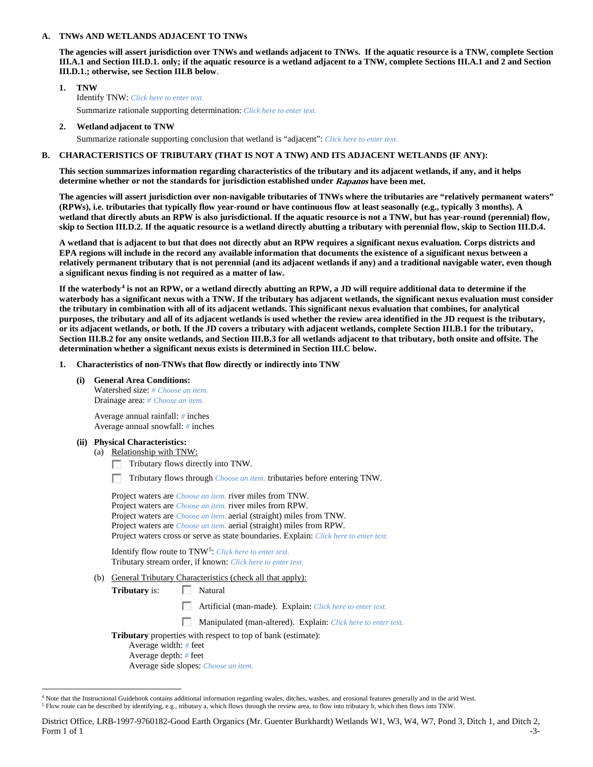## A. TNWs AND WETLANDS ADJACENT TO TNWs

**The agencies will assert jurisdiction over TNWs and wetlands adjacent to TNWs. If the aquatic resource is a TNW, complete Section III.A.1 and Section III.D.1. only; if the aquatic resource is a wetland adjacent to a TNW, complete Sections III.A.1 and 2 and Section III.D.1.; otherwise, see Section III.B below**.

### 1. TNW

Identify TNW: *Click here to enter text.*

Summarize rationale supporting determination: *Click here to enter text.*

### 2. Wetland adjacent to TNW

Summarize rationale supporting conclusion that wetland is "adjacent": *Click here to enter text.*

## B. CHARACTERISTICS OF TRIBUTARY (THAT IS NOT A TNW) AND ITS ADJACENT WETLANDS (IF ANY):

**This section summarizes information regarding characteristics of the tributary and its adjacent wetlands, if any, and it helps determine whether or not the standards for jurisdiction established under *Rapanos* have been met.**

**The agencies will assert jurisdiction over non-navigable tributaries of TNWs where the tributaries are "relatively permanent waters" (RPWs), i.e. tributaries that typically flow year-round or have continuous flow at least seasonally (e.g., typically 3 months). A wetland that directly abuts an RPW is also jurisdictional. If the aquatic resource is not a TNW, but has year-round (perennial) flow, skip to Section III.D.2. If the aquatic resource is a wetland directly abutting a tributary with perennial flow, skip to Section III.D.4.**

**A wetland that is adjacent to but that does not directly abut an RPW requires a significant nexus evaluation. Corps districts and EPA regions will include in the record any available information that documents the existence of a significant nexus between a relatively permanent tributary that is not perennial (and its adjacent wetlands if any) and a traditional navigable water, even though a significant nexus finding is not required as a matter of law.**

**If the waterbody[4] is not an RPW, or a wetland directly abutting an RPW, a JD will require additional data to determine if the waterbody has a significant nexus with a TNW. If the tributary has adjacent wetlands, the significant nexus evaluation must consider the tributary in combination with all of its adjacent wetlands. This significant nexus evaluation that combines, for analytical purposes, the tributary and all of its adjacent wetlands is used whether the review area identified in the JD request is the tributary, or its adjacent wetlands, or both. If the JD covers a tributary with adjacent wetlands, complete Section III.B.1 for the tributary, Section III.B.2 for any onsite wetlands, and Section III.B.3 for all wetlands adjacent to that tributary, both onsite and offsite. The determination whether a significant nexus exists is determined in Section III.C below.**

### 1. Characteristics of non-TNWs that flow directly or indirectly into TNW

**(i) General Area Conditions:**

Watershed size: *# Choose an item.*
Drainage area: *# Choose an item.*

Average annual rainfall: # inches
Average annual snowfall: # inches

**(ii) Physical Characteristics:**

(a) Relationship with TNW:

☐ Tributary flows directly into TNW.

☐ Tributary flows through *Choose an item.* tributaries before entering TNW.

Project waters are *Choose an item.* river miles from TNW.
Project waters are *Choose an item.* river miles from RPW.
Project waters are *Choose an item.* aerial (straight) miles from TNW.
Project waters are *Choose an item.* aerial (straight) miles from RPW.
Project waters cross or serve as state boundaries. Explain: *Click here to enter text.*

Identify flow route to TNW[5]: *Click here to enter text.*
Tributary stream order, if known: *Click here to enter text.*

(b) General Tributary Characteristics (check all that apply):

**Tributary** is:
☐ Natural
☐ Artificial (man-made). Explain: *Click here to enter text.*
☐ Manipulated (man-altered). Explain: *Click here to enter text.*

**Tributary** properties with respect to top of bank (estimate):
Average width: # feet
Average depth: # feet
Average side slopes: *Choose an item.*

---

[4] Note that the Instructional Guidebook contains additional information regarding swales, ditches, washes, and erosional features generally and in the arid West.

[5] Flow route can be described by identifying, e.g., tributary a, which flows through the review area, to flow into tributary b, which then flows into TNW.

District Office, LRB-1997-9760182-Good Earth Organics (Mr. Guenter Burkhardt) Wetlands W1, W3, W4, W7, Pond 3, Ditch 1, and Ditch 2, Form 1 of 1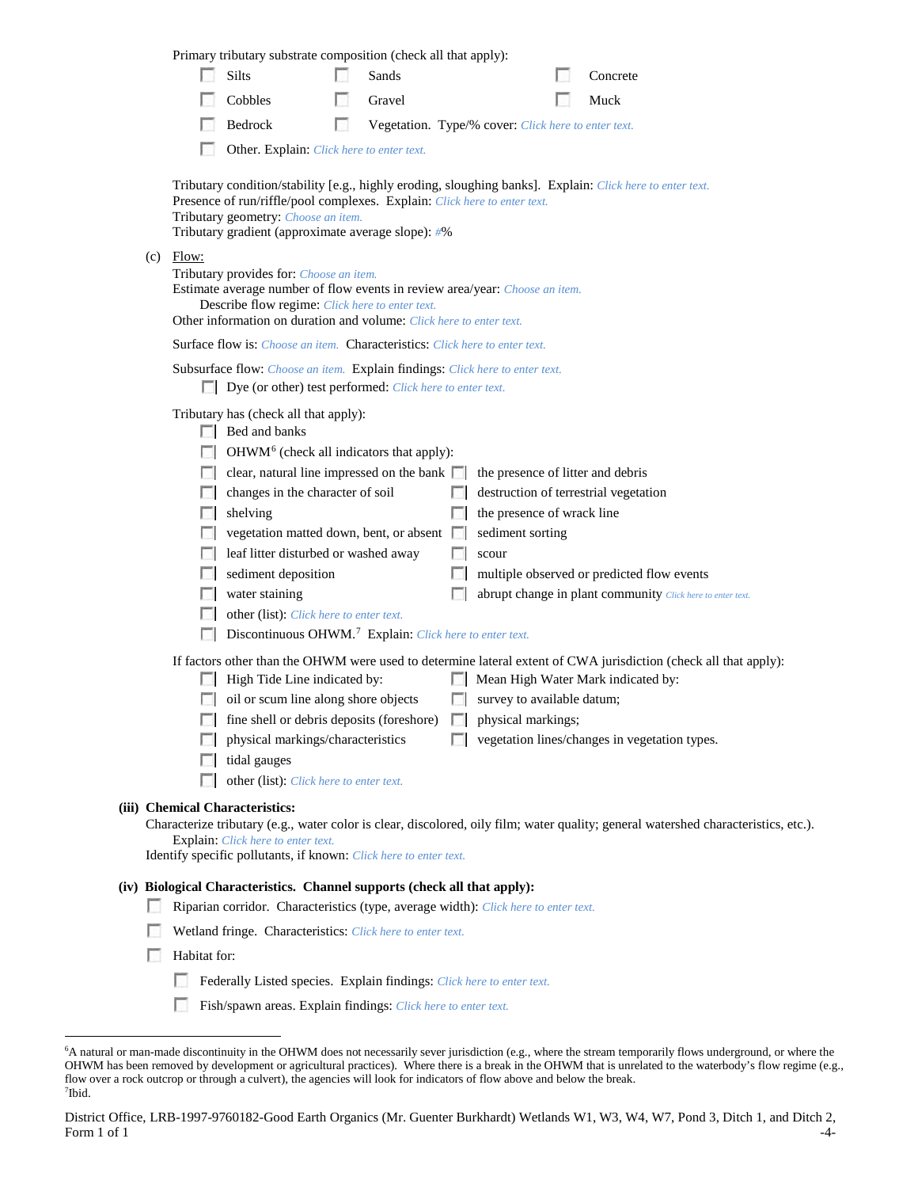Primary tributary substrate composition (check all that apply):

- ☐ Silts
- ☐ Sands
- ☐ Concrete
- ☐ Cobbles
- ☐ Gravel
- ☐ Muck
- ☐ Bedrock
- ☐ Vegetation. Type/% cover: Click here to enter text.
- ☐ Other. Explain: Click here to enter text.

Tributary condition/stability [e.g., highly eroding, sloughing banks]. Explain: Click here to enter text.
Presence of run/riffle/pool complexes. Explain: Click here to enter text.
Tributary geometry: Choose an item.
Tributary gradient (approximate average slope): #%

(c) Flow:

Tributary provides for: Choose an item.
Estimate average number of flow events in review area/year: Choose an item.
Describe flow regime: Click here to enter text.
Other information on duration and volume: Click here to enter text.

Surface flow is: Choose an item. Characteristics: Click here to enter text.

Subsurface flow: Choose an item. Explain findings: Click here to enter text.

- ☐ Dye (or other) test performed: Click here to enter text.

Tributary has (check all that apply):

- ☐ Bed and banks
- ☐ OHWM[6] (check all indicators that apply):
  - ☐ clear, natural line impressed on the bank
  - ☐ the presence of litter and debris
  - ☐ changes in the character of soil
  - ☐ destruction of terrestrial vegetation
  - ☐ shelving
  - ☐ the presence of wrack line
  - ☐ vegetation matted down, bent, or absent
  - ☐ sediment sorting
  - ☐ leaf litter disturbed or washed away
  - ☐ scour
  - ☐ sediment deposition
  - ☐ multiple observed or predicted flow events
  - ☐ water staining
  - ☐ abrupt change in plant community Click here to enter text.
  - ☐ other (list): Click here to enter text.
- ☐ Discontinuous OHWM.[7] Explain: Click here to enter text.

If factors other than the OHWM were used to determine lateral extent of CWA jurisdiction (check all that apply):

- ☐ High Tide Line indicated by:
  - ☐ oil or scum line along shore objects
  - ☐ fine shell or debris deposits (foreshore)
  - ☐ physical markings/characteristics
  - ☐ tidal gauges
  - ☐ other (list): Click here to enter text.
- ☐ Mean High Water Mark indicated by:
  - ☐ survey to available datum;
  - ☐ physical markings;
  - ☐ vegetation lines/changes in vegetation types.

**(iii) Chemical Characteristics:**

Characterize tributary (e.g., water color is clear, discolored, oily film; water quality; general watershed characteristics, etc.).
Explain: Click here to enter text.
Identify specific pollutants, if known: Click here to enter text.

**(iv) Biological Characteristics. Channel supports (check all that apply):**

- ☐ Riparian corridor. Characteristics (type, average width): Click here to enter text.
- ☐ Wetland fringe. Characteristics: Click here to enter text.
- ☐ Habitat for:
  - ☐ Federally Listed species. Explain findings: Click here to enter text.
  - ☐ Fish/spawn areas. Explain findings: Click here to enter text.

---

[6] A natural or man-made discontinuity in the OHWM does not necessarily sever jurisdiction (e.g., where the stream temporarily flows underground, or where the OHWM has been removed by development or agricultural practices). Where there is a break in the OHWM that is unrelated to the waterbody's flow regime (e.g., flow over a rock outcrop or through a culvert), the agencies will look for indicators of flow above and below the break.
[7] Ibid.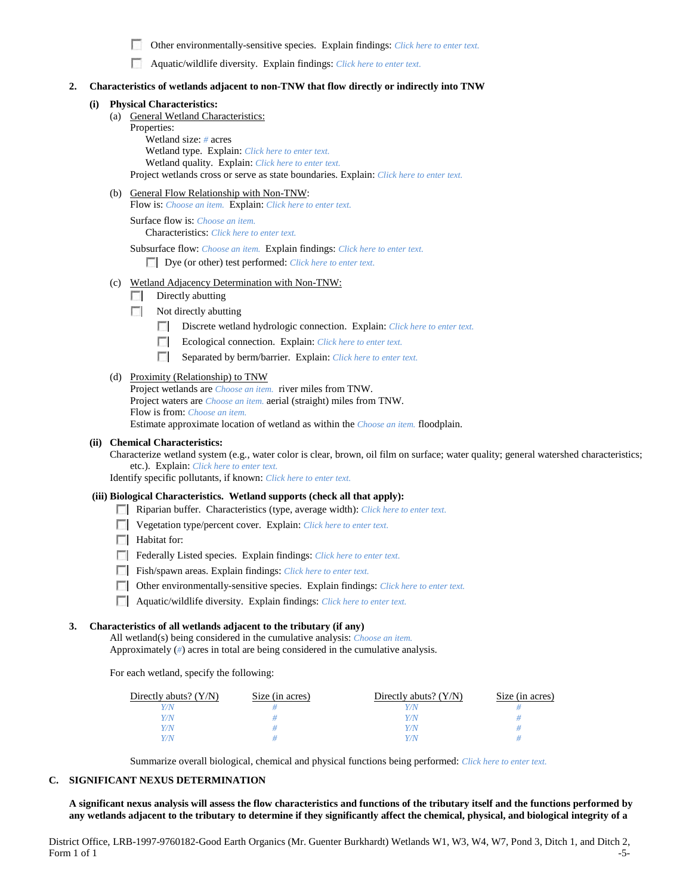- ☐ Other environmentally-sensitive species. Explain findings: *Click here to enter text.*
- ☐ Aquatic/wildlife diversity. Explain findings: *Click here to enter text.*

**2. Characteristics of wetlands adjacent to non-TNW that flow directly or indirectly into TNW**

**(i) Physical Characteristics:**

(a) General Wetland Characteristics:

Properties:

Wetland size: *#* acres

Wetland type. Explain: *Click here to enter text.*

Wetland quality. Explain: *Click here to enter text.*

Project wetlands cross or serve as state boundaries. Explain: *Click here to enter text.*

(b) General Flow Relationship with Non-TNW:

Flow is: *Choose an item.* Explain: *Click here to enter text.*

Surface flow is: *Choose an item.*

Characteristics: *Click here to enter text.*

Subsurface flow: *Choose an item.* Explain findings: *Click here to enter text.*

- ☐ Dye (or other) test performed: *Click here to enter text.*

(c) Wetland Adjacency Determination with Non-TNW:

- ☐ Directly abutting
- ☐ Not directly abutting
  - ☐ Discrete wetland hydrologic connection. Explain: *Click here to enter text.*
  - ☐ Ecological connection. Explain: *Click here to enter text.*
  - ☐ Separated by berm/barrier. Explain: *Click here to enter text.*

(d) Proximity (Relationship) to TNW

Project wetlands are *Choose an item.* river miles from TNW.

Project waters are *Choose an item.* aerial (straight) miles from TNW.

Flow is from: *Choose an item.*

Estimate approximate location of wetland as within the *Choose an item.* floodplain.

**(ii) Chemical Characteristics:**

Characterize wetland system (e.g., water color is clear, brown, oil film on surface; water quality; general watershed characteristics; etc.). Explain: *Click here to enter text.*

Identify specific pollutants, if known: *Click here to enter text.*

**(iii) Biological Characteristics. Wetland supports (check all that apply):**

- ☐ Riparian buffer. Characteristics (type, average width): *Click here to enter text.*
- ☐ Vegetation type/percent cover. Explain: *Click here to enter text.*
- ☐ Habitat for:
- ☐ Federally Listed species. Explain findings: *Click here to enter text.*
- ☐ Fish/spawn areas. Explain findings: *Click here to enter text.*
- ☐ Other environmentally-sensitive species. Explain findings: *Click here to enter text.*
- ☐ Aquatic/wildlife diversity. Explain findings: *Click here to enter text.*

**3. Characteristics of all wetlands adjacent to the tributary (if any)**

All wetland(s) being considered in the cumulative analysis: *Choose an item.*

Approximately (*#*) acres in total are being considered in the cumulative analysis.

For each wetland, specify the following:

| Directly abuts? (Y/N) | Size (in acres) | Directly abuts? (Y/N) | Size (in acres) |
|---|---|---|---|
| *Y/N* | *#* | *Y/N* | *#* |
| *Y/N* | *#* | *Y/N* | *#* |
| *Y/N* | *#* | *Y/N* | *#* |
| *Y/N* | *#* | *Y/N* | *#* |

Summarize overall biological, chemical and physical functions being performed: *Click here to enter text.*

**C. SIGNIFICANT NEXUS DETERMINATION**

**A significant nexus analysis will assess the flow characteristics and functions of the tributary itself and the functions performed by any wetlands adjacent to the tributary to determine if they significantly affect the chemical, physical, and biological integrity of a**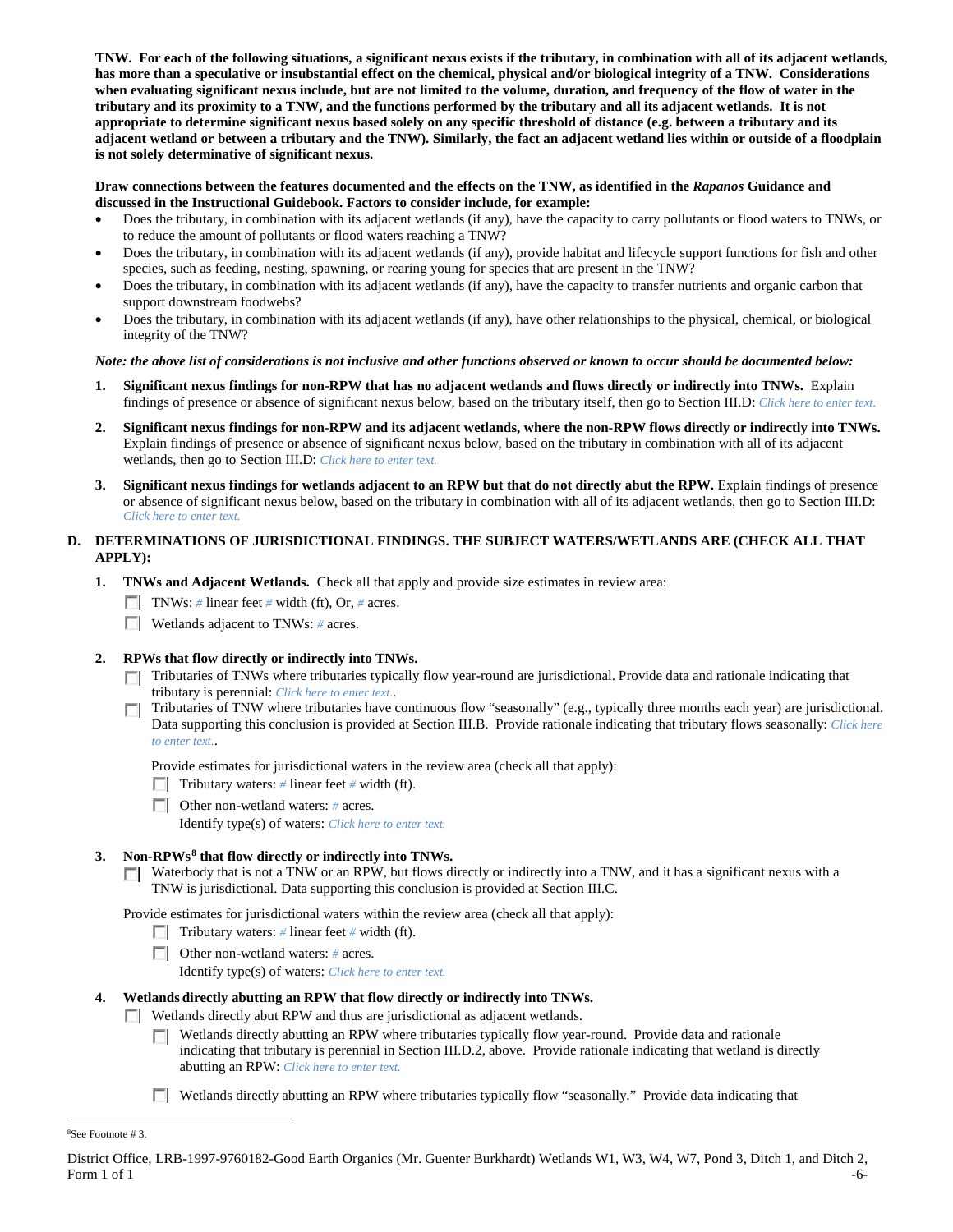**TNW. For each of the following situations, a significant nexus exists if the tributary, in combination with all of its adjacent wetlands, has more than a speculative or insubstantial effect on the chemical, physical and/or biological integrity of a TNW. Considerations when evaluating significant nexus include, but are not limited to the volume, duration, and frequency of the flow of water in the tributary and its proximity to a TNW, and the functions performed by the tributary and all its adjacent wetlands. It is not appropriate to determine significant nexus based solely on any specific threshold of distance (e.g. between a tributary and its adjacent wetland or between a tributary and the TNW). Similarly, the fact an adjacent wetland lies within or outside of a floodplain is not solely determinative of significant nexus.**

**Draw connections between the features documented and the effects on the TNW, as identified in the *Rapanos* Guidance and discussed in the Instructional Guidebook. Factors to consider include, for example:**

- Does the tributary, in combination with its adjacent wetlands (if any), have the capacity to carry pollutants or flood waters to TNWs, or to reduce the amount of pollutants or flood waters reaching a TNW?
- Does the tributary, in combination with its adjacent wetlands (if any), provide habitat and lifecycle support functions for fish and other species, such as feeding, nesting, spawning, or rearing young for species that are present in the TNW?
- Does the tributary, in combination with its adjacent wetlands (if any), have the capacity to transfer nutrients and organic carbon that support downstream foodwebs?
- Does the tributary, in combination with its adjacent wetlands (if any), have other relationships to the physical, chemical, or biological integrity of the TNW?

***Note: the above list of considerations is not inclusive and other functions observed or known to occur should be documented below:***

1. **Significant nexus findings for non-RPW that has no adjacent wetlands and flows directly or indirectly into TNWs.** Explain findings of presence or absence of significant nexus below, based on the tributary itself, then go to Section III.D: Click here to enter text.

2. **Significant nexus findings for non-RPW and its adjacent wetlands, where the non-RPW flows directly or indirectly into TNWs.** Explain findings of presence or absence of significant nexus below, based on the tributary in combination with all of its adjacent wetlands, then go to Section III.D: Click here to enter text.

3. **Significant nexus findings for wetlands adjacent to an RPW but that do not directly abut the RPW.** Explain findings of presence or absence of significant nexus below, based on the tributary in combination with all of its adjacent wetlands, then go to Section III.D: Click here to enter text.

## D. DETERMINATIONS OF JURISDICTIONAL FINDINGS. THE SUBJECT WATERS/WETLANDS ARE (CHECK ALL THAT APPLY):

1. **TNWs and Adjacent Wetlands.** Check all that apply and provide size estimates in review area:

   - ☐ TNWs: # linear feet # width (ft), Or, # acres.
   - ☐ Wetlands adjacent to TNWs: # acres.

2. **RPWs that flow directly or indirectly into TNWs.**

   - ☐ Tributaries of TNWs where tributaries typically flow year-round are jurisdictional. Provide data and rationale indicating that tributary is perennial: Click here to enter text..
   - ☐ Tributaries of TNW where tributaries have continuous flow "seasonally" (e.g., typically three months each year) are jurisdictional. Data supporting this conclusion is provided at Section III.B. Provide rationale indicating that tributary flows seasonally: Click here to enter text..

   Provide estimates for jurisdictional waters in the review area (check all that apply):

   - ☐ Tributary waters: # linear feet # width (ft).
   - ☐ Other non-wetland waters: # acres.
     Identify type(s) of waters: Click here to enter text.

3. **Non-RPWs[8] that flow directly or indirectly into TNWs.**

   - ☐ Waterbody that is not a TNW or an RPW, but flows directly or indirectly into a TNW, and it has a significant nexus with a TNW is jurisdictional. Data supporting this conclusion is provided at Section III.C.

   Provide estimates for jurisdictional waters within the review area (check all that apply):

   - ☐ Tributary waters: # linear feet # width (ft).
   - ☐ Other non-wetland waters: # acres.
     Identify type(s) of waters: Click here to enter text.

4. **Wetlands directly abutting an RPW that flow directly or indirectly into TNWs.**

   - ☐ Wetlands directly abut RPW and thus are jurisdictional as adjacent wetlands.
     - ☐ Wetlands directly abutting an RPW where tributaries typically flow year-round. Provide data and rationale indicating that tributary is perennial in Section III.D.2, above. Provide rationale indicating that wetland is directly abutting an RPW: Click here to enter text.
     - ☐ Wetlands directly abutting an RPW where tributaries typically flow "seasonally." Provide data indicating that

---

[8]See Footnote # 3.

District Office, LRB-1997-9760182-Good Earth Organics (Mr. Guenter Burkhardt) Wetlands W1, W3, W4, W7, Pond 3, Ditch 1, and Ditch 2, Form 1 of 1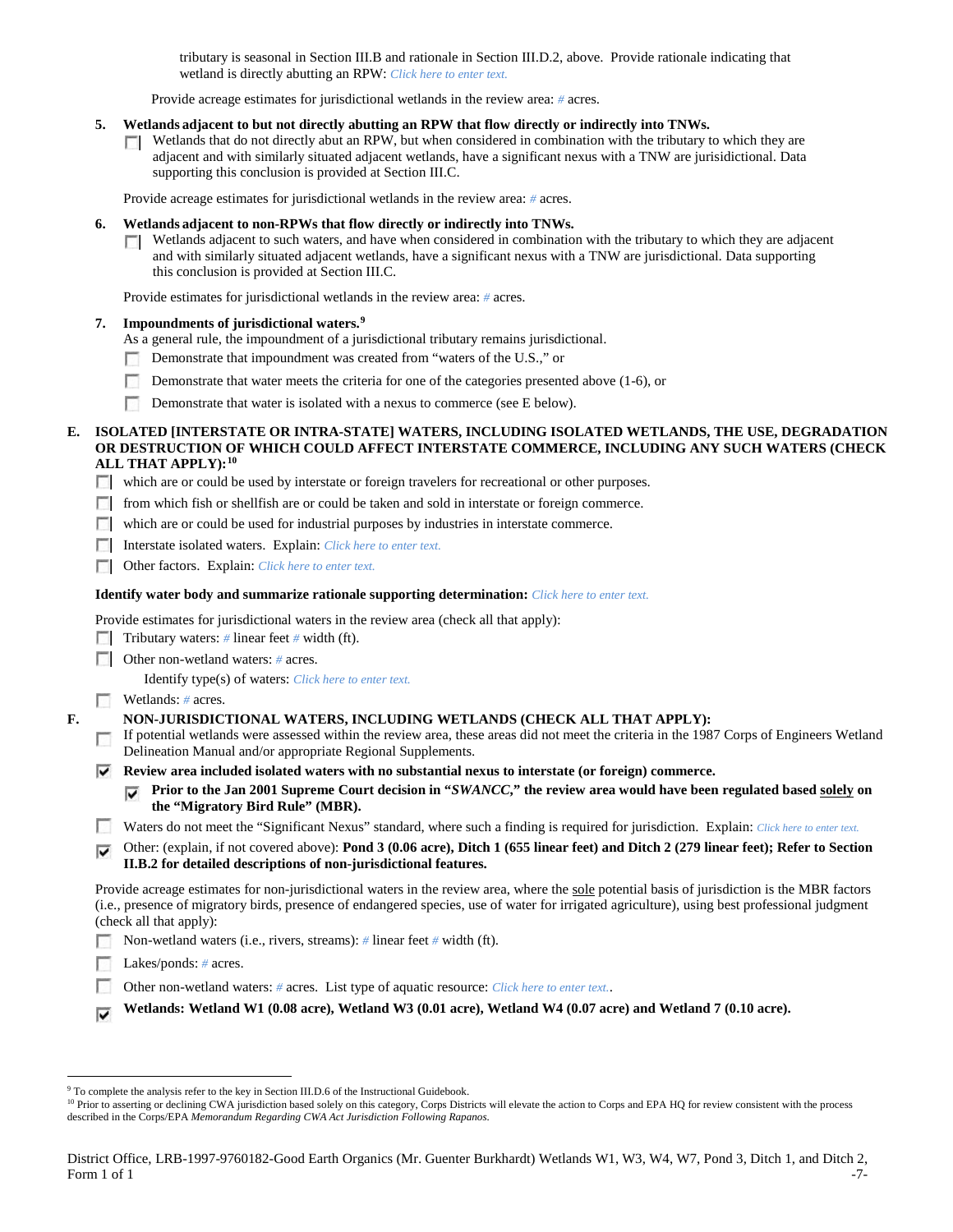tributary is seasonal in Section III.B and rationale in Section III.D.2, above. Provide rationale indicating that wetland is directly abutting an RPW: *Click here to enter text.*

Provide acreage estimates for jurisdictional wetlands in the review area: # acres.

**5. Wetlands adjacent to but not directly abutting an RPW that flow directly or indirectly into TNWs.**

☐ Wetlands that do not directly abut an RPW, but when considered in combination with the tributary to which they are adjacent and with similarly situated adjacent wetlands, have a significant nexus with a TNW are jurisdictional. Data supporting this conclusion is provided at Section III.C.

Provide acreage estimates for jurisdictional wetlands in the review area: # acres.

**6. Wetlands adjacent to non-RPWs that flow directly or indirectly into TNWs.**

☐ Wetlands adjacent to such waters, and have when considered in combination with the tributary to which they are adjacent and with similarly situated adjacent wetlands, have a significant nexus with a TNW are jurisdictional. Data supporting this conclusion is provided at Section III.C.

Provide estimates for jurisdictional wetlands in the review area: # acres.

**7. Impoundments of jurisdictional waters.**[9]

As a general rule, the impoundment of a jurisdictional tributary remains jurisdictional.

☐ Demonstrate that impoundment was created from "waters of the U.S.," or

☐ Demonstrate that water meets the criteria for one of the categories presented above (1-6), or

☐ Demonstrate that water is isolated with a nexus to commerce (see E below).

**E. ISOLATED [INTERSTATE OR INTRA-STATE] WATERS, INCLUDING ISOLATED WETLANDS, THE USE, DEGRADATION OR DESTRUCTION OF WHICH COULD AFFECT INTERSTATE COMMERCE, INCLUDING ANY SUCH WATERS (CHECK ALL THAT APPLY):**[10]

☐ which are or could be used by interstate or foreign travelers for recreational or other purposes.

☐ from which fish or shellfish are or could be taken and sold in interstate or foreign commerce.

☐ which are or could be used for industrial purposes by industries in interstate commerce.

☐ Interstate isolated waters. Explain: *Click here to enter text.*

☐ Other factors. Explain: *Click here to enter text.*

**Identify water body and summarize rationale supporting determination:** *Click here to enter text.*

Provide estimates for jurisdictional waters in the review area (check all that apply):

☐ Tributary waters: # linear feet # width (ft).

☐ Other non-wetland waters: # acres.

Identify type(s) of waters: *Click here to enter text.*

☐ Wetlands: # acres.

**F. NON-JURISDICTIONAL WATERS, INCLUDING WETLANDS (CHECK ALL THAT APPLY):**

☐ If potential wetlands were assessed within the review area, these areas did not meet the criteria in the 1987 Corps of Engineers Wetland Delineation Manual and/or appropriate Regional Supplements.

☑ **Review area included isolated waters with no substantial nexus to interstate (or foreign) commerce.**

☑ **Prior to the Jan 2001 Supreme Court decision in "*SWANCC*," the review area would have been regulated based solely on the "Migratory Bird Rule" (MBR).**

☐ Waters do not meet the "Significant Nexus" standard, where such a finding is required for jurisdiction. Explain: *Click here to enter text.*

☑ Other: (explain, if not covered above): **Pond 3 (0.06 acre), Ditch 1 (655 linear feet) and Ditch 2 (279 linear feet); Refer to Section II.B.2 for detailed descriptions of non-jurisdictional features.**

Provide acreage estimates for non-jurisdictional waters in the review area, where the sole potential basis of jurisdiction is the MBR factors (i.e., presence of migratory birds, presence of endangered species, use of water for irrigated agriculture), using best professional judgment (check all that apply):

☐ Non-wetland waters (i.e., rivers, streams): # linear feet # width (ft).

☐ Lakes/ponds: # acres.

☐ Other non-wetland waters: # acres. List type of aquatic resource: *Click here to enter text.*.

☑ **Wetlands: Wetland W1 (0.08 acre), Wetland W3 (0.01 acre), Wetland W4 (0.07 acre) and Wetland 7 (0.10 acre).**

---

[9] To complete the analysis refer to the key in Section III.D.6 of the Instructional Guidebook.

[10] Prior to asserting or declining CWA jurisdiction based solely on this category, Corps Districts will elevate the action to Corps and EPA HQ for review consistent with the process described in the Corps/EPA *Memorandum Regarding CWA Act Jurisdiction Following Rapanos.*

District Office, LRB-1997-9760182-Good Earth Organics (Mr. Guenter Burkhardt) Wetlands W1, W3, W4, W7, Pond 3, Ditch 1, and Ditch 2, Form 1 of 1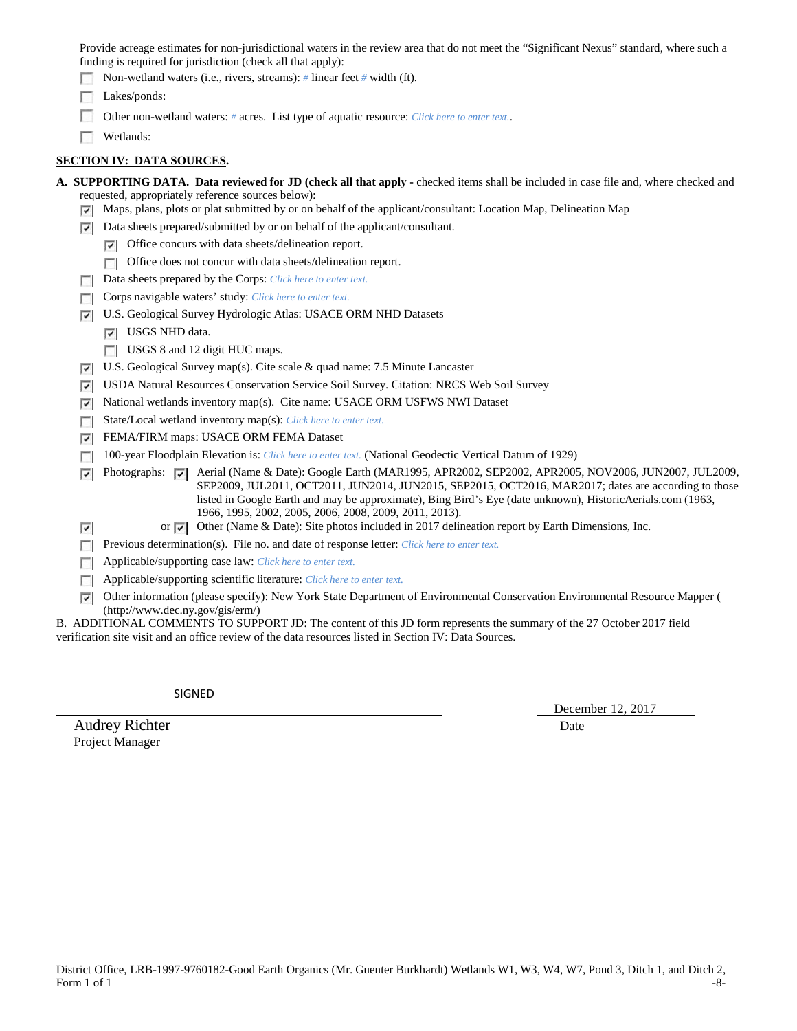Provide acreage estimates for non-jurisdictional waters in the review area that do not meet the "Significant Nexus" standard, where such a finding is required for jurisdiction (check all that apply):

- ☐ Non-wetland waters (i.e., rivers, streams): # linear feet # width (ft).
- ☐ Lakes/ponds:
- ☐ Other non-wetland waters: # acres. List type of aquatic resource: Click here to enter text..
- ☐ Wetlands:

**SECTION IV: DATA SOURCES.**

**A. SUPPORTING DATA. Data reviewed for JD (check all that apply** - checked items shall be included in case file and, where checked and requested, appropriately reference sources below):

- ☑ Maps, plans, plots or plat submitted by or on behalf of the applicant/consultant: Location Map, Delineation Map
- ☑ Data sheets prepared/submitted by or on behalf of the applicant/consultant.
  - ☑ Office concurs with data sheets/delineation report.
  - ☐ Office does not concur with data sheets/delineation report.
- ☐ Data sheets prepared by the Corps: Click here to enter text.
- ☐ Corps navigable waters' study: Click here to enter text.
- ☑ U.S. Geological Survey Hydrologic Atlas: USACE ORM NHD Datasets
  - ☑ USGS NHD data.
  - ☐ USGS 8 and 12 digit HUC maps.
- ☑ U.S. Geological Survey map(s). Cite scale & quad name: 7.5 Minute Lancaster
- ☑ USDA Natural Resources Conservation Service Soil Survey. Citation: NRCS Web Soil Survey
- ☑ National wetlands inventory map(s). Cite name: USACE ORM USFWS NWI Dataset
- ☐ State/Local wetland inventory map(s): Click here to enter text.
- ☑ FEMA/FIRM maps: USACE ORM FEMA Dataset
- ☐ 100-year Floodplain Elevation is: Click here to enter text. (National Geodectic Vertical Datum of 1929)
- ☑ Photographs: ☑ Aerial (Name & Date): Google Earth (MAR1995, APR2002, SEP2002, APR2005, NOV2006, JUN2007, JUL2009, SEP2009, JUL2011, OCT2011, JUN2014, JUN2015, SEP2015, OCT2016, MAR2017; dates are according to those listed in Google Earth and may be approximate), Bing Bird's Eye (date unknown), HistoricAerials.com (1963, 1966, 1995, 2002, 2005, 2006, 2008, 2009, 2011, 2013).
- ☑ or ☑ Other (Name & Date): Site photos included in 2017 delineation report by Earth Dimensions, Inc.
- ☐ Previous determination(s). File no. and date of response letter: Click here to enter text.
- ☐ Applicable/supporting case law: Click here to enter text.
- ☐ Applicable/supporting scientific literature: Click here to enter text.
- ☑ Other information (please specify): New York State Department of Environmental Conservation Environmental Resource Mapper ( (http://www.dec.ny.gov/gis/erm/)

B. ADDITIONAL COMMENTS TO SUPPORT JD: The content of this JD form represents the summary of the 27 October 2017 field verification site visit and an office review of the data resources listed in Section IV: Data Sources.

SIGNED

Audrey Richter
Project Manager

December 12, 2017
Date

District Office, LRB-1997-9760182-Good Earth Organics (Mr. Guenter Burkhardt) Wetlands W1, W3, W4, W7, Pond 3, Ditch 1, and Ditch 2, Form 1 of 1